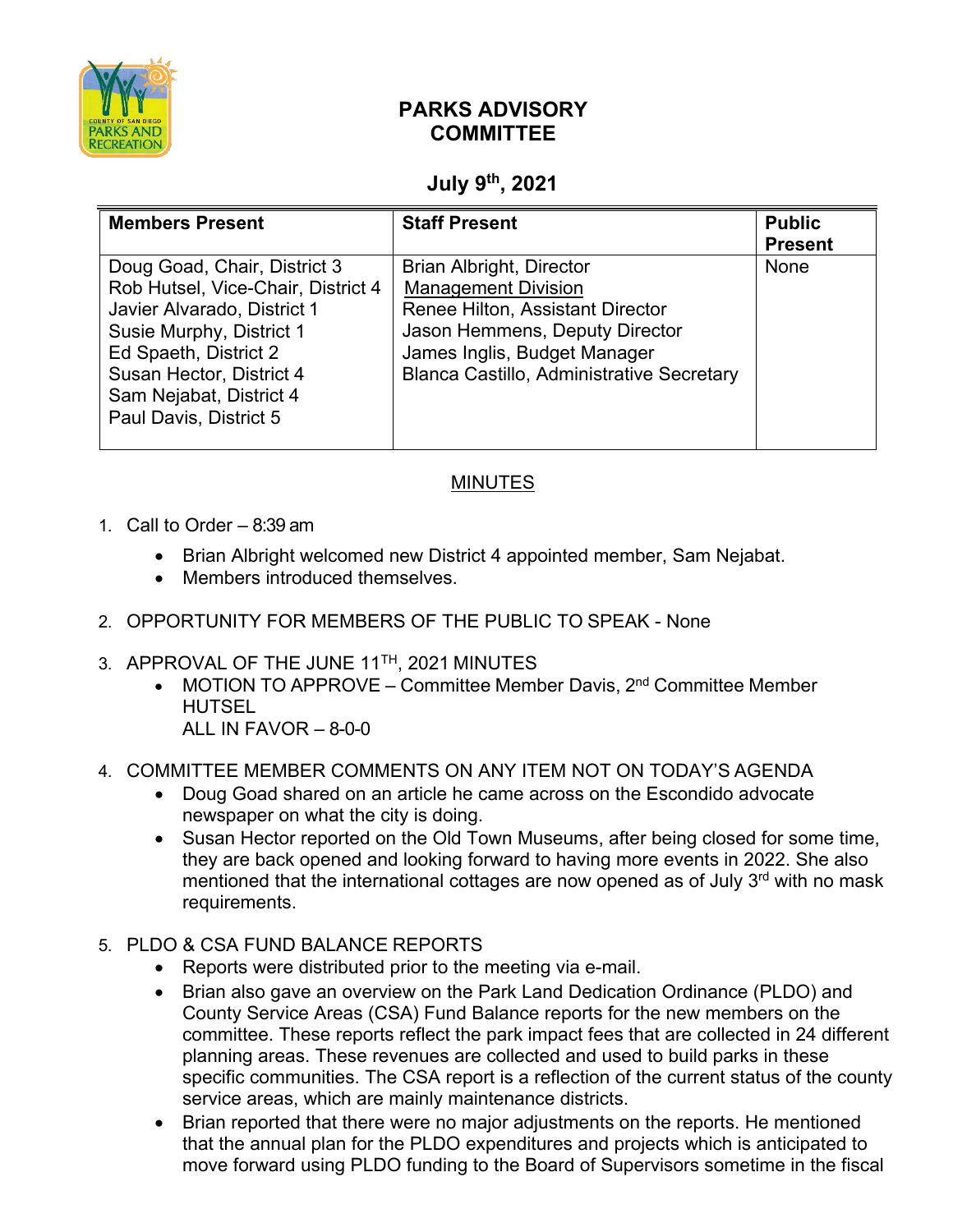# PARKS ADVISORY COMMITTEE

## July 9th, 2021

| Members Present | Staff Present | Public Present |
|---|---|---|
| Doug Goad, Chair, District 3<br>Rob Hutsel, Vice-Chair, District 4<br>Javier Alvarado, District 1<br>Susie Murphy, District 1<br>Ed Spaeth, District 2<br>Susan Hector, District 4<br>Sam Nejabat, District 4<br>Paul Davis, District 5 | Brian Albright, Director<br>Management Division<br>Renee Hilton, Assistant Director<br>Jason Hemmens, Deputy Director<br>James Inglis, Budget Manager<br>Blanca Castillo, Administrative Secretary | None |

## MINUTES

1. Call to Order – 8:39 am
   - Brian Albright welcomed new District 4 appointed member, Sam Nejabat.
   - Members introduced themselves.

2. OPPORTUNITY FOR MEMBERS OF THE PUBLIC TO SPEAK - None

3. APPROVAL OF THE JUNE 11TH, 2021 MINUTES
   - MOTION TO APPROVE – Committee Member Davis, 2nd Committee Member HUTSEL
     ALL IN FAVOR – 8-0-0

4. COMMITTEE MEMBER COMMENTS ON ANY ITEM NOT ON TODAY'S AGENDA
   - Doug Goad shared on an article he came across on the Escondido advocate newspaper on what the city is doing.
   - Susan Hector reported on the Old Town Museums, after being closed for some time, they are back opened and looking forward to having more events in 2022. She also mentioned that the international cottages are now opened as of July 3rd with no mask requirements.

5. PLDO & CSA FUND BALANCE REPORTS
   - Reports were distributed prior to the meeting via e-mail.
   - Brian also gave an overview on the Park Land Dedication Ordinance (PLDO) and County Service Areas (CSA) Fund Balance reports for the new members on the committee. These reports reflect the park impact fees that are collected in 24 different planning areas. These revenues are collected and used to build parks in these specific communities. The CSA report is a reflection of the current status of the county service areas, which are mainly maintenance districts.
   - Brian reported that there were no major adjustments on the reports. He mentioned that the annual plan for the PLDO expenditures and projects which is anticipated to move forward using PLDO funding to the Board of Supervisors sometime in the fiscal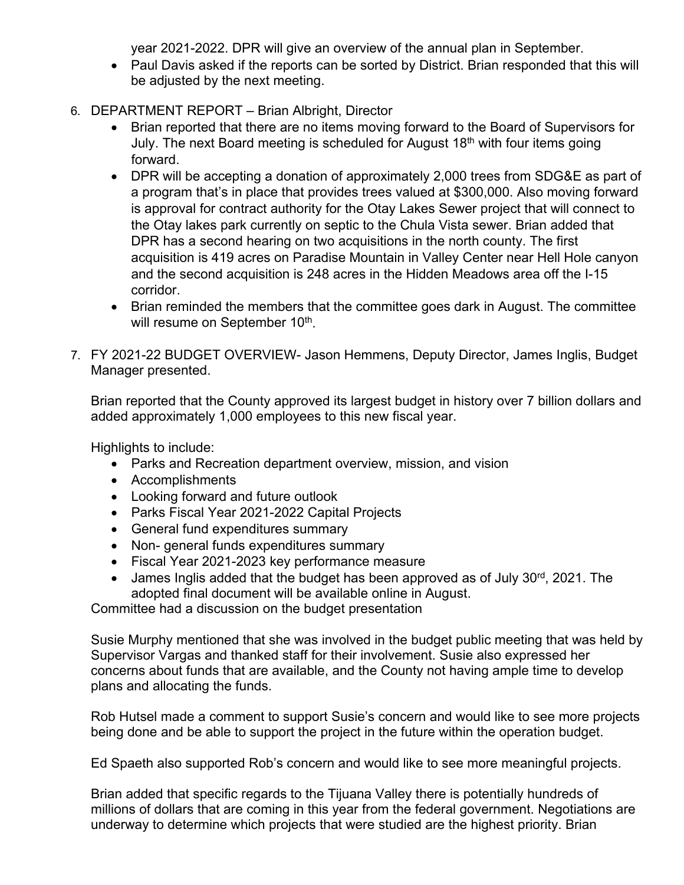year 2021-2022. DPR will give an overview of the annual plan in September.

- Paul Davis asked if the reports can be sorted by District. Brian responded that this will be adjusted by the next meeting.

6. DEPARTMENT REPORT – Brian Albright, Director
   - Brian reported that there are no items moving forward to the Board of Supervisors for July. The next Board meeting is scheduled for August 18th with four items going forward.
   - DPR will be accepting a donation of approximately 2,000 trees from SDG&E as part of a program that's in place that provides trees valued at $300,000. Also moving forward is approval for contract authority for the Otay Lakes Sewer project that will connect to the Otay lakes park currently on septic to the Chula Vista sewer. Brian added that DPR has a second hearing on two acquisitions in the north county. The first acquisition is 419 acres on Paradise Mountain in Valley Center near Hell Hole canyon and the second acquisition is 248 acres in the Hidden Meadows area off the I-15 corridor.
   - Brian reminded the members that the committee goes dark in August. The committee will resume on September 10th.

7. FY 2021-22 BUDGET OVERVIEW- Jason Hemmens, Deputy Director, James Inglis, Budget Manager presented.

   Brian reported that the County approved its largest budget in history over 7 billion dollars and added approximately 1,000 employees to this new fiscal year.

   Highlights to include:
   - Parks and Recreation department overview, mission, and vision
   - Accomplishments
   - Looking forward and future outlook
   - Parks Fiscal Year 2021-2022 Capital Projects
   - General fund expenditures summary
   - Non- general funds expenditures summary
   - Fiscal Year 2021-2023 key performance measure
   - James Inglis added that the budget has been approved as of July 30rd, 2021. The adopted final document will be available online in August.

   Committee had a discussion on the budget presentation

   Susie Murphy mentioned that she was involved in the budget public meeting that was held by Supervisor Vargas and thanked staff for their involvement. Susie also expressed her concerns about funds that are available, and the County not having ample time to develop plans and allocating the funds.

   Rob Hutsel made a comment to support Susie's concern and would like to see more projects being done and be able to support the project in the future within the operation budget.

   Ed Spaeth also supported Rob's concern and would like to see more meaningful projects.

   Brian added that specific regards to the Tijuana Valley there is potentially hundreds of millions of dollars that are coming in this year from the federal government. Negotiations are underway to determine which projects that were studied are the highest priority. Brian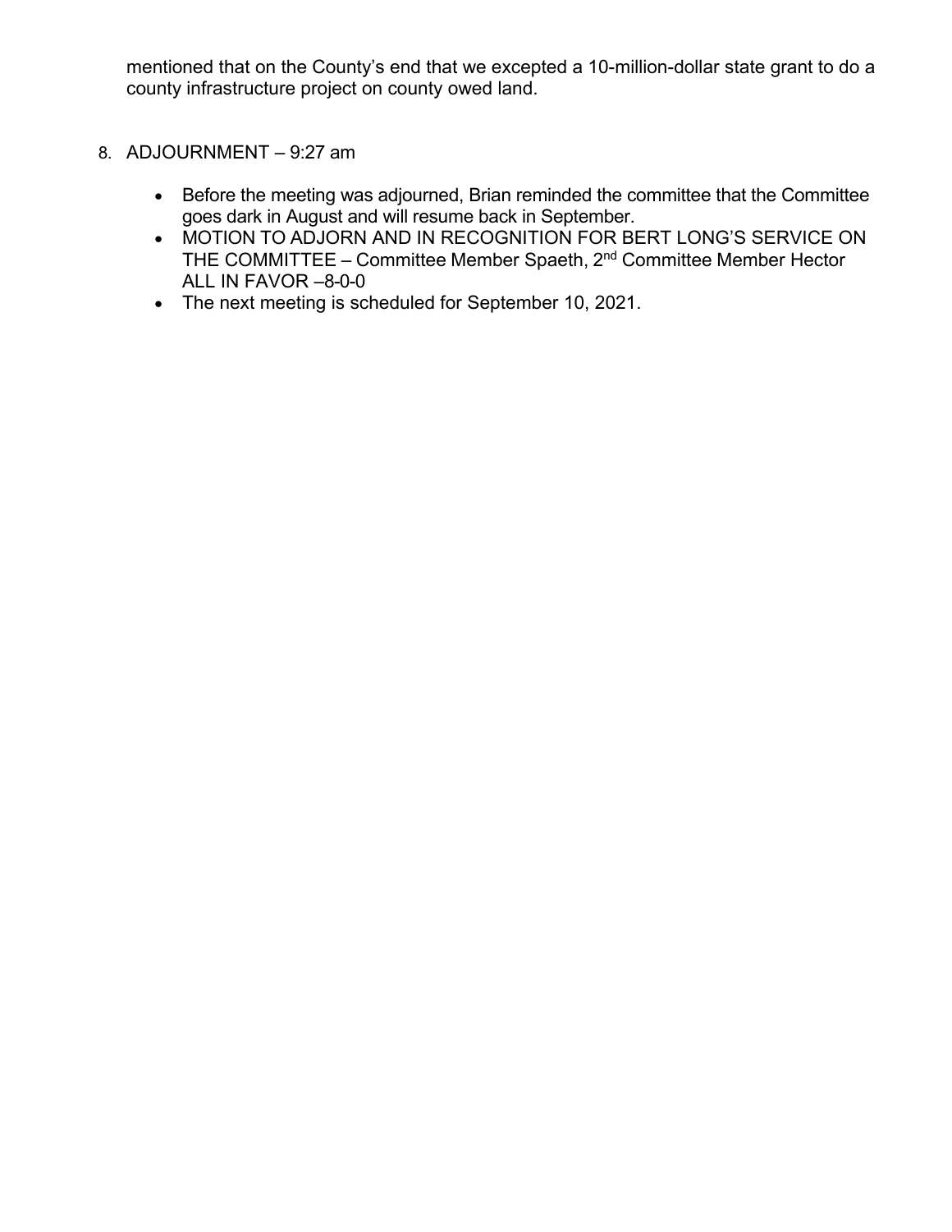mentioned that on the County's end that we excepted a 10-million-dollar state grant to do a county infrastructure project on county owed land.

8. ADJOURNMENT – 9:27 am

   - Before the meeting was adjourned, Brian reminded the committee that the Committee goes dark in August and will resume back in September.
   - MOTION TO ADJORN AND IN RECOGNITION FOR BERT LONG'S SERVICE ON THE COMMITTEE – Committee Member Spaeth, 2nd Committee Member Hector ALL IN FAVOR –8-0-0
   - The next meeting is scheduled for September 10, 2021.